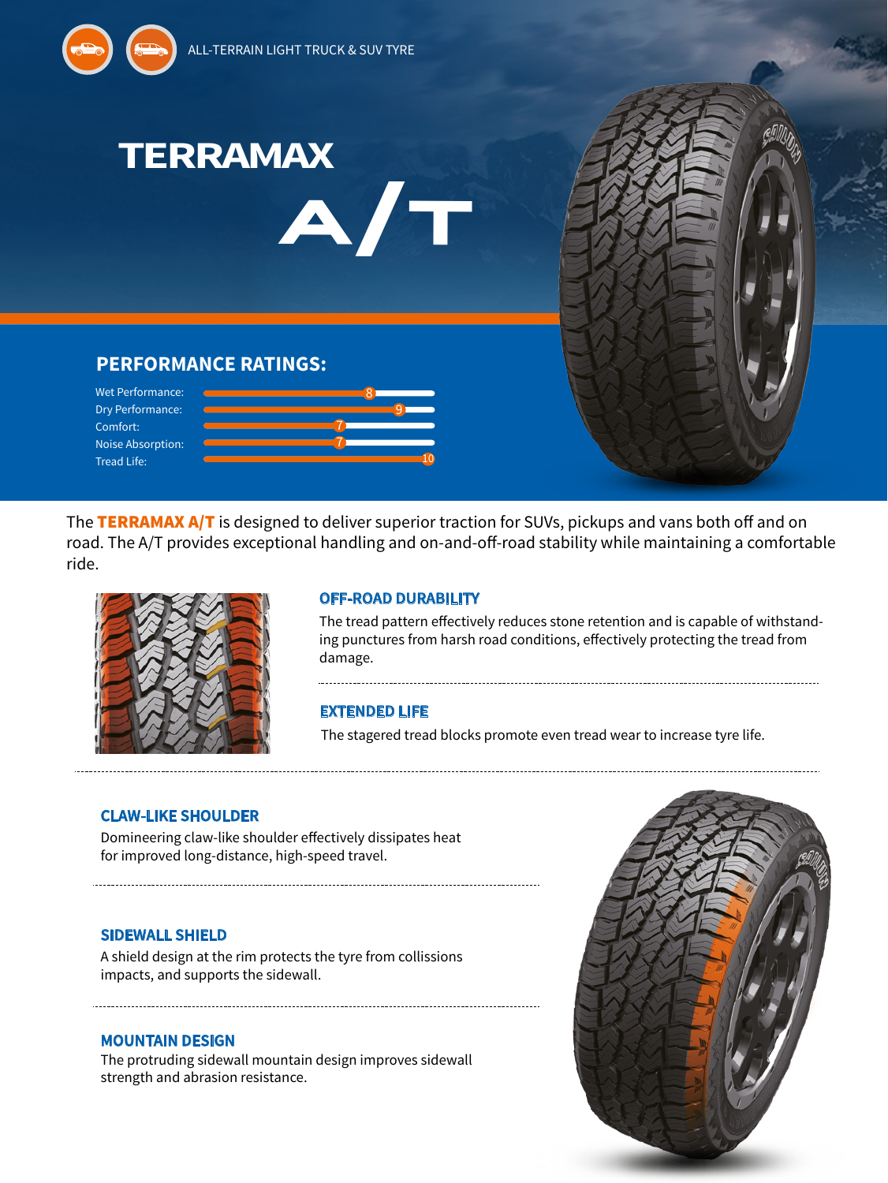ALL-TERRAIN LIGHT TRUCK & SUV TYRE

# TERRAMAX A/T

## PERFORMANCE RATINGS:

| Rating | Score |
| --- | --- |
| Wet Performance: | 8 |
| Dry Performance: | 9 |
| Comfort: | 7 |
| Noise Absorption: | 7 |
| Tread Life: | 10 |

The **TERRAMAX A/T** is designed to deliver superior traction for SUVs, pickups and vans both off and on road. The A/T provides exceptional handling and on-and-off-road stability while maintaining a comfortable ride.

### OFF-ROAD DURABILITY

The tread pattern effectively reduces stone retention and is capable of withstanding punctures from harsh road conditions, effectively protecting the tread from damage.

### EXTENDED LIFE

The stagered tread blocks promote even tread wear to increase tyre life.

### CLAW-LIKE SHOULDER

Domineering claw-like shoulder effectively dissipates heat for improved long-distance, high-speed travel.

### SIDEWALL SHIELD

A shield design at the rim protects the tyre from collissions impacts, and supports the sidewall.

### MOUNTAIN DESIGN

The protruding sidewall mountain design improves sidewall strength and abrasion resistance.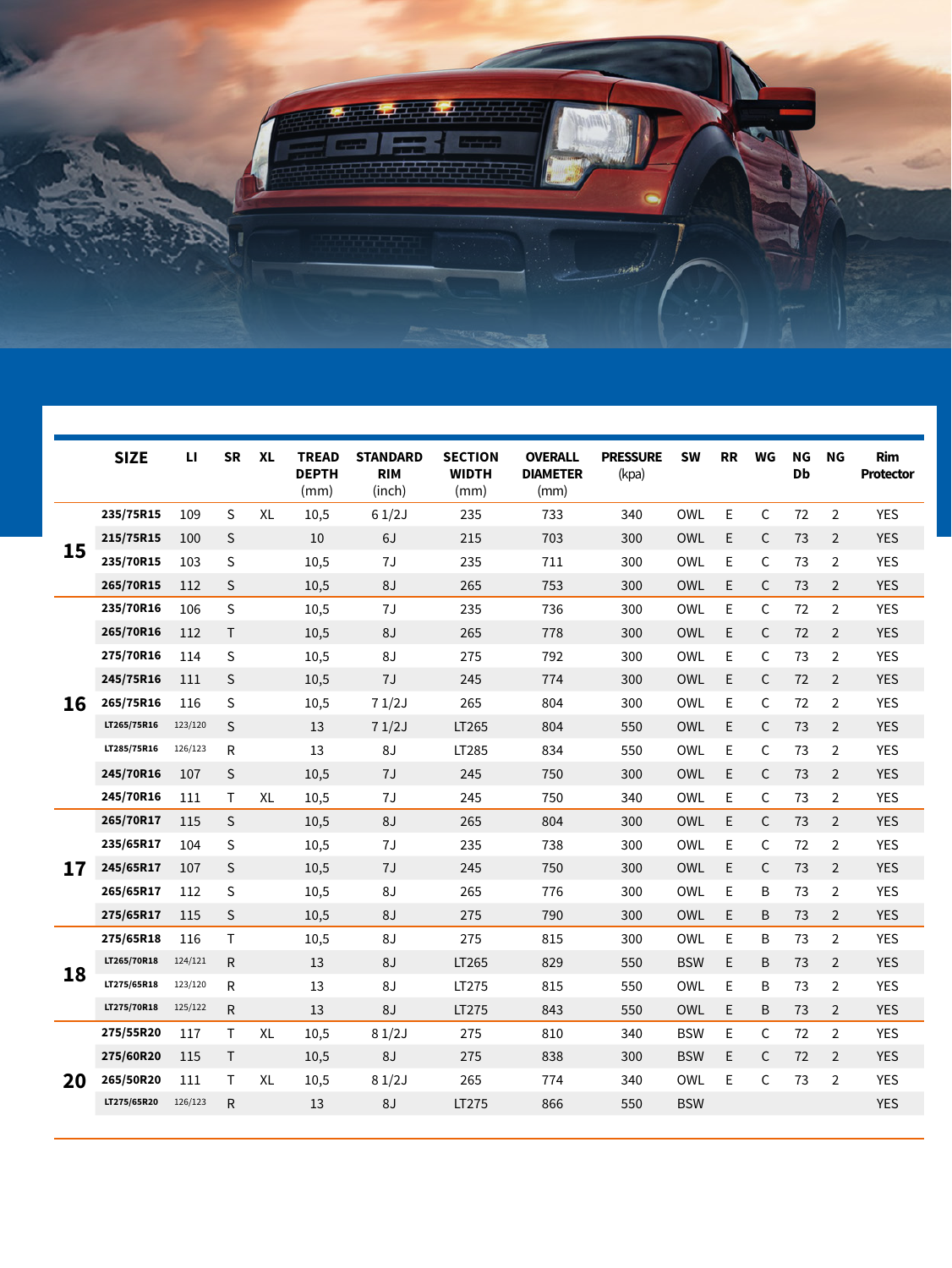| | SIZE | LI | SR | XL | TREAD DEPTH (mm) | STANDARD RIM (inch) | SECTION WIDTH (mm) | OVERALL DIAMETER (mm) | PRESSURE (kpa) | SW | RR | WG | NG Db | NG | Rim Protector |
|---|---|---|---|---|---|---|---|---|---|---|---|---|---|---|---|
| 15 | 235/75R15 | 109 | S | XL | 10,5 | 6 1/2J | 235 | 733 | 340 | OWL | E | C | 72 | 2 | YES |
| | 215/75R15 | 100 | S | | 10 | 6J | 215 | 703 | 300 | OWL | E | C | 73 | 2 | YES |
| | 235/70R15 | 103 | S | | 10,5 | 7J | 235 | 711 | 300 | OWL | E | C | 73 | 2 | YES |
| | 265/70R15 | 112 | S | | 10,5 | 8J | 265 | 753 | 300 | OWL | E | C | 73 | 2 | YES |
| 16 | 235/70R16 | 106 | S | | 10,5 | 7J | 235 | 736 | 300 | OWL | E | C | 72 | 2 | YES |
| | 265/70R16 | 112 | T | | 10,5 | 8J | 265 | 778 | 300 | OWL | E | C | 72 | 2 | YES |
| | 275/70R16 | 114 | S | | 10,5 | 8J | 275 | 792 | 300 | OWL | E | C | 73 | 2 | YES |
| | 245/75R16 | 111 | S | | 10,5 | 7J | 245 | 774 | 300 | OWL | E | C | 72 | 2 | YES |
| | 265/75R16 | 116 | S | | 10,5 | 7 1/2J | 265 | 804 | 300 | OWL | E | C | 72 | 2 | YES |
| | LT265/75R16 | 123/120 | S | | 13 | 7 1/2J | LT265 | 804 | 550 | OWL | E | C | 73 | 2 | YES |
| | LT285/75R16 | 126/123 | R | | 13 | 8J | LT285 | 834 | 550 | OWL | E | C | 73 | 2 | YES |
| | 245/70R16 | 107 | S | | 10,5 | 7J | 245 | 750 | 300 | OWL | E | C | 73 | 2 | YES |
| | 245/70R16 | 111 | T | XL | 10,5 | 7J | 245 | 750 | 340 | OWL | E | C | 73 | 2 | YES |
| 17 | 265/70R17 | 115 | S | | 10,5 | 8J | 265 | 804 | 300 | OWL | E | C | 73 | 2 | YES |
| | 235/65R17 | 104 | S | | 10,5 | 7J | 235 | 738 | 300 | OWL | E | C | 72 | 2 | YES |
| | 245/65R17 | 107 | S | | 10,5 | 7J | 245 | 750 | 300 | OWL | E | C | 73 | 2 | YES |
| | 265/65R17 | 112 | S | | 10,5 | 8J | 265 | 776 | 300 | OWL | E | B | 73 | 2 | YES |
| | 275/65R17 | 115 | S | | 10,5 | 8J | 275 | 790 | 300 | OWL | E | B | 73 | 2 | YES |
| 18 | 275/65R18 | 116 | T | | 10,5 | 8J | 275 | 815 | 300 | OWL | E | B | 73 | 2 | YES |
| | LT265/70R18 | 124/121 | R | | 13 | 8J | LT265 | 829 | 550 | BSW | E | B | 73 | 2 | YES |
| | LT275/65R18 | 123/120 | R | | 13 | 8J | LT275 | 815 | 550 | OWL | E | B | 73 | 2 | YES |
| | LT275/70R18 | 125/122 | R | | 13 | 8J | LT275 | 843 | 550 | OWL | E | B | 73 | 2 | YES |
| 20 | 275/55R20 | 117 | T | XL | 10,5 | 8 1/2J | 275 | 810 | 340 | BSW | E | C | 72 | 2 | YES |
| | 275/60R20 | 115 | T | | 10,5 | 8J | 275 | 838 | 300 | BSW | E | C | 72 | 2 | YES |
| | 265/50R20 | 111 | T | XL | 10,5 | 8 1/2J | 265 | 774 | 340 | OWL | E | C | 73 | 2 | YES |
| | LT275/65R20 | 126/123 | R | | 13 | 8J | LT275 | 866 | 550 | BSW | | | | | YES |